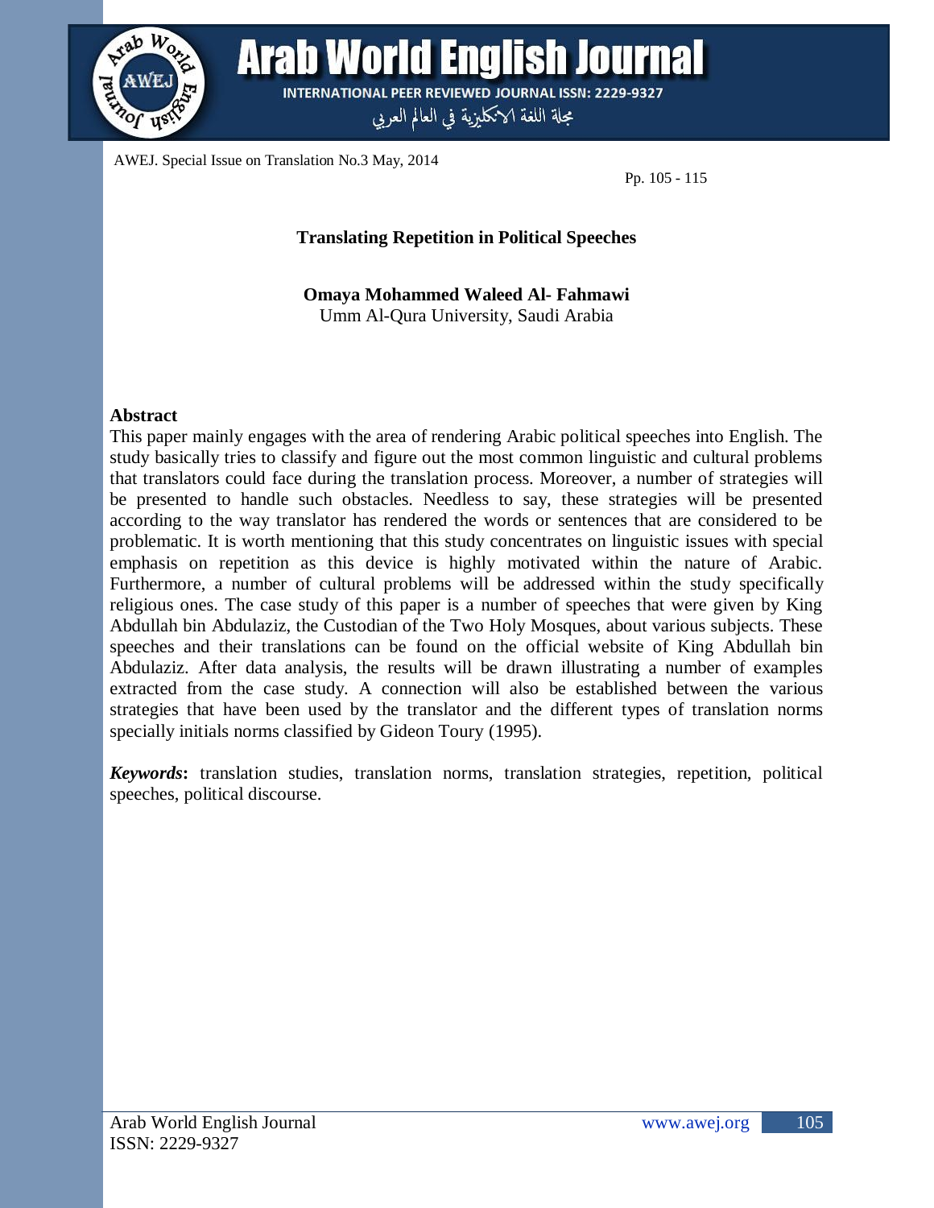# Translating Repetition in Political Speeches

**Omaya Mohammed Waleed Al- Fahmawi**
Umm Al-Qura University, Saudi Arabia

## Abstract

This paper mainly engages with the area of rendering Arabic political speeches into English. The study basically tries to classify and figure out the most common linguistic and cultural problems that translators could face during the translation process. Moreover, a number of strategies will be presented to handle such obstacles. Needless to say, these strategies will be presented according to the way translator has rendered the words or sentences that are considered to be problematic. It is worth mentioning that this study concentrates on linguistic issues with special emphasis on repetition as this device is highly motivated within the nature of Arabic. Furthermore, a number of cultural problems will be addressed within the study specifically religious ones. The case study of this paper is a number of speeches that were given by King Abdullah bin Abdulaziz, the Custodian of the Two Holy Mosques, about various subjects. These speeches and their translations can be found on the official website of King Abdullah bin Abdulaziz. After data analysis, the results will be drawn illustrating a number of examples extracted from the case study. A connection will also be established between the various strategies that have been used by the translator and the different types of translation norms specially initials norms classified by Gideon Toury (1995).

***Keywords*:** translation studies, translation norms, translation strategies, repetition, political speeches, political discourse.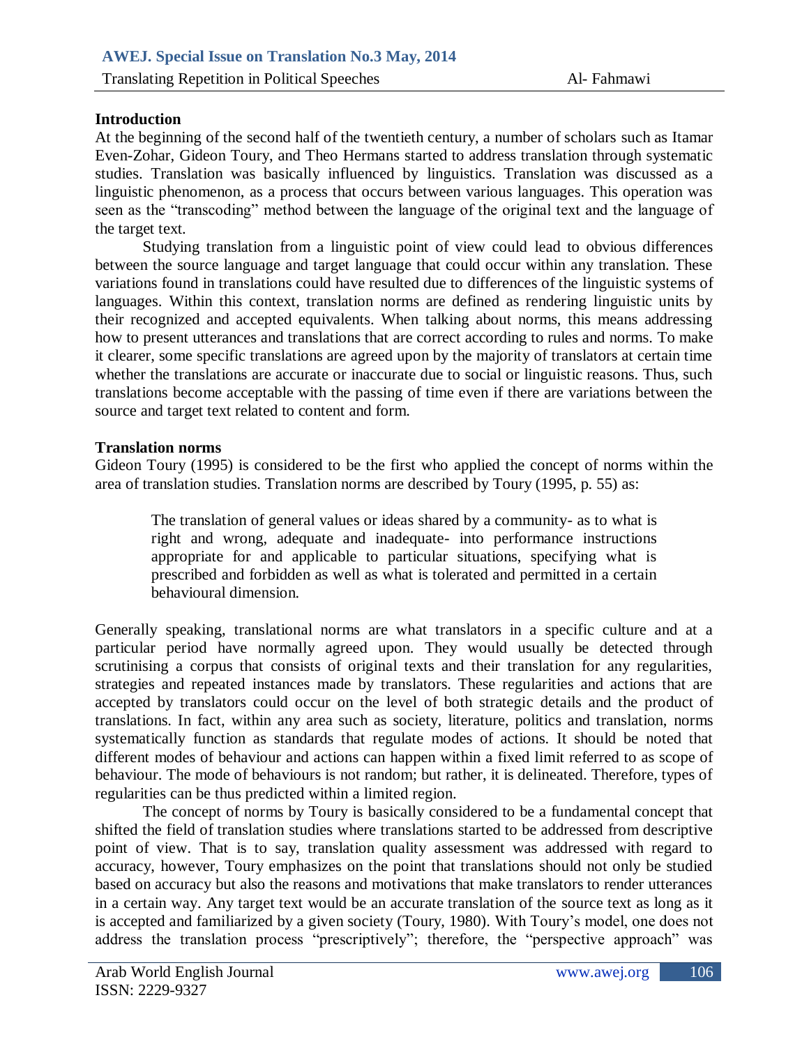## Introduction

At the beginning of the second half of the twentieth century, a number of scholars such as Itamar Even-Zohar, Gideon Toury, and Theo Hermans started to address translation through systematic studies. Translation was basically influenced by linguistics. Translation was discussed as a linguistic phenomenon, as a process that occurs between various languages. This operation was seen as the "transcoding" method between the language of the original text and the language of the target text.

Studying translation from a linguistic point of view could lead to obvious differences between the source language and target language that could occur within any translation. These variations found in translations could have resulted due to differences of the linguistic systems of languages. Within this context, translation norms are defined as rendering linguistic units by their recognized and accepted equivalents. When talking about norms, this means addressing how to present utterances and translations that are correct according to rules and norms. To make it clearer, some specific translations are agreed upon by the majority of translators at certain time whether the translations are accurate or inaccurate due to social or linguistic reasons. Thus, such translations become acceptable with the passing of time even if there are variations between the source and target text related to content and form.

## Translation norms

Gideon Toury (1995) is considered to be the first who applied the concept of norms within the area of translation studies. Translation norms are described by Toury (1995, p. 55) as:

> The translation of general values or ideas shared by a community- as to what is right and wrong, adequate and inadequate- into performance instructions appropriate for and applicable to particular situations, specifying what is prescribed and forbidden as well as what is tolerated and permitted in a certain behavioural dimension.

Generally speaking, translational norms are what translators in a specific culture and at a particular period have normally agreed upon. They would usually be detected through scrutinising a corpus that consists of original texts and their translation for any regularities, strategies and repeated instances made by translators. These regularities and actions that are accepted by translators could occur on the level of both strategic details and the product of translations. In fact, within any area such as society, literature, politics and translation, norms systematically function as standards that regulate modes of actions. It should be noted that different modes of behaviour and actions can happen within a fixed limit referred to as scope of behaviour. The mode of behaviours is not random; but rather, it is delineated. Therefore, types of regularities can be thus predicted within a limited region.

The concept of norms by Toury is basically considered to be a fundamental concept that shifted the field of translation studies where translations started to be addressed from descriptive point of view. That is to say, translation quality assessment was addressed with regard to accuracy, however, Toury emphasizes on the point that translations should not only be studied based on accuracy but also the reasons and motivations that make translators to render utterances in a certain way. Any target text would be an accurate translation of the source text as long as it is accepted and familiarized by a given society (Toury, 1980). With Toury's model, one does not address the translation process "prescriptively"; therefore, the "perspective approach" was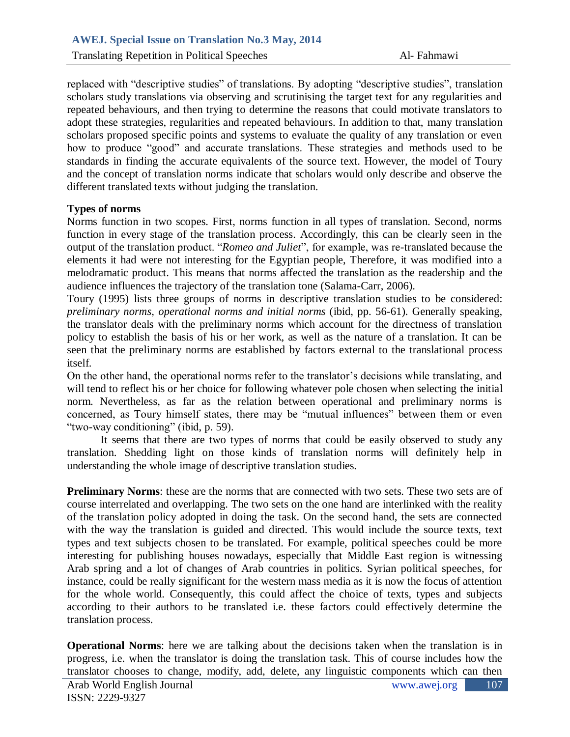replaced with "descriptive studies" of translations. By adopting "descriptive studies", translation scholars study translations via observing and scrutinising the target text for any regularities and repeated behaviours, and then trying to determine the reasons that could motivate translators to adopt these strategies, regularities and repeated behaviours. In addition to that, many translation scholars proposed specific points and systems to evaluate the quality of any translation or even how to produce "good" and accurate translations. These strategies and methods used to be standards in finding the accurate equivalents of the source text. However, the model of Toury and the concept of translation norms indicate that scholars would only describe and observe the different translated texts without judging the translation.

**Types of norms**

Norms function in two scopes. First, norms function in all types of translation. Second, norms function in every stage of the translation process. Accordingly, this can be clearly seen in the output of the translation product. "*Romeo and Juliet*", for example, was re-translated because the elements it had were not interesting for the Egyptian people, Therefore, it was modified into a melodramatic product. This means that norms affected the translation as the readership and the audience influences the trajectory of the translation tone (Salama-Carr, 2006).

Toury (1995) lists three groups of norms in descriptive translation studies to be considered: *preliminary norms, operational norms and initial norms* (ibid, pp. 56-61). Generally speaking, the translator deals with the preliminary norms which account for the directness of translation policy to establish the basis of his or her work, as well as the nature of a translation. It can be seen that the preliminary norms are established by factors external to the translational process itself.

On the other hand, the operational norms refer to the translator's decisions while translating, and will tend to reflect his or her choice for following whatever pole chosen when selecting the initial norm. Nevertheless, as far as the relation between operational and preliminary norms is concerned, as Toury himself states, there may be "mutual influences" between them or even "two-way conditioning" (ibid, p. 59).

It seems that there are two types of norms that could be easily observed to study any translation. Shedding light on those kinds of translation norms will definitely help in understanding the whole image of descriptive translation studies.

**Preliminary Norms**: these are the norms that are connected with two sets. These two sets are of course interrelated and overlapping. The two sets on the one hand are interlinked with the reality of the translation policy adopted in doing the task. On the second hand, the sets are connected with the way the translation is guided and directed. This would include the source texts, text types and text subjects chosen to be translated. For example, political speeches could be more interesting for publishing houses nowadays, especially that Middle East region is witnessing Arab spring and a lot of changes of Arab countries in politics. Syrian political speeches, for instance, could be really significant for the western mass media as it is now the focus of attention for the whole world. Consequently, this could affect the choice of texts, types and subjects according to their authors to be translated i.e. these factors could effectively determine the translation process.

**Operational Norms**: here we are talking about the decisions taken when the translation is in progress, i.e. when the translator is doing the translation task. This of course includes how the translator chooses to change, modify, add, delete, any linguistic components which can then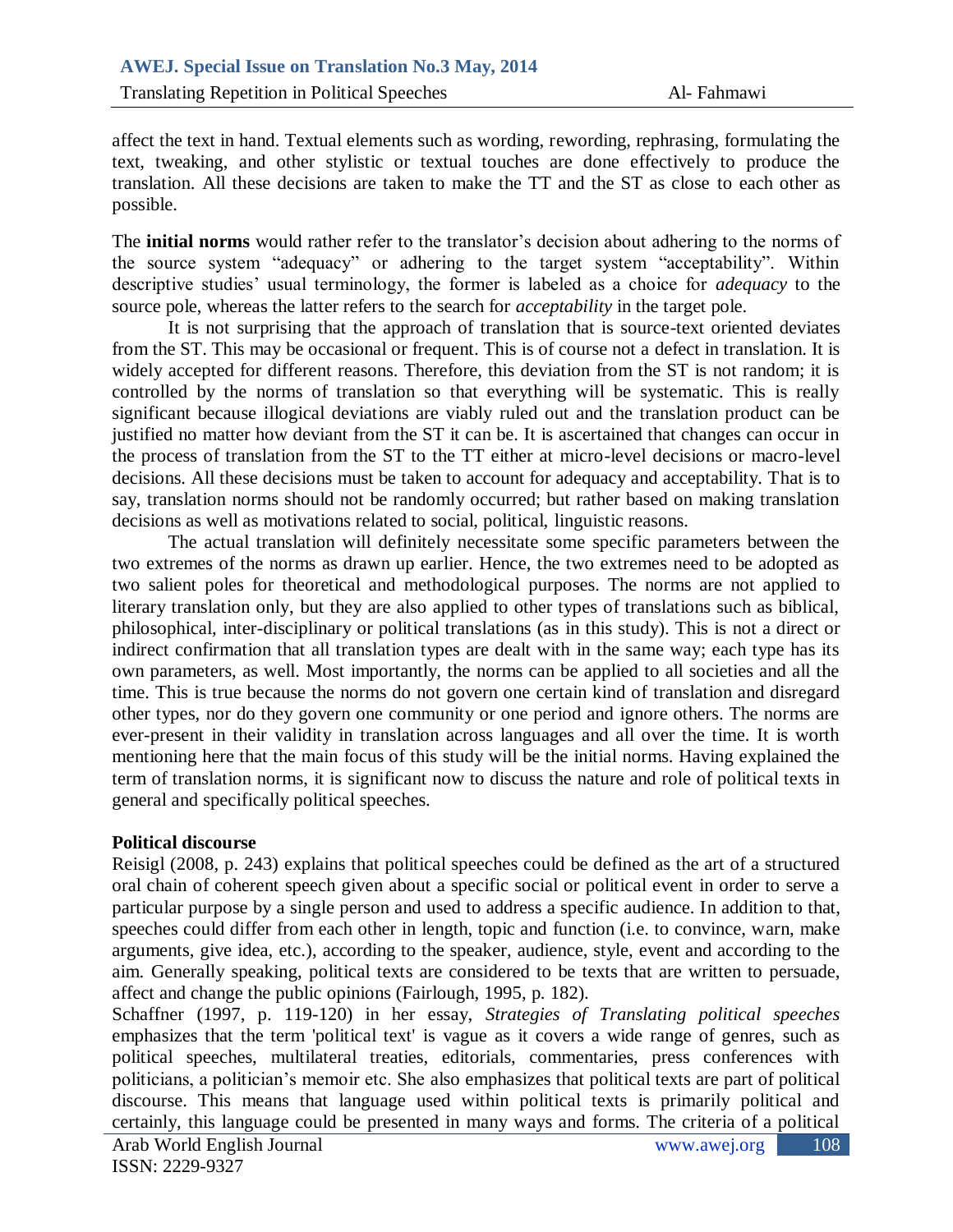affect the text in hand. Textual elements such as wording, rewording, rephrasing, formulating the text, tweaking, and other stylistic or textual touches are done effectively to produce the translation. All these decisions are taken to make the TT and the ST as close to each other as possible.

The **initial norms** would rather refer to the translator's decision about adhering to the norms of the source system "adequacy" or adhering to the target system "acceptability". Within descriptive studies' usual terminology, the former is labeled as a choice for *adequacy* to the source pole, whereas the latter refers to the search for *acceptability* in the target pole.

It is not surprising that the approach of translation that is source-text oriented deviates from the ST. This may be occasional or frequent. This is of course not a defect in translation. It is widely accepted for different reasons. Therefore, this deviation from the ST is not random; it is controlled by the norms of translation so that everything will be systematic. This is really significant because illogical deviations are viably ruled out and the translation product can be justified no matter how deviant from the ST it can be. It is ascertained that changes can occur in the process of translation from the ST to the TT either at micro-level decisions or macro-level decisions. All these decisions must be taken to account for adequacy and acceptability. That is to say, translation norms should not be randomly occurred; but rather based on making translation decisions as well as motivations related to social, political, linguistic reasons.

The actual translation will definitely necessitate some specific parameters between the two extremes of the norms as drawn up earlier. Hence, the two extremes need to be adopted as two salient poles for theoretical and methodological purposes. The norms are not applied to literary translation only, but they are also applied to other types of translations such as biblical, philosophical, inter-disciplinary or political translations (as in this study). This is not a direct or indirect confirmation that all translation types are dealt with in the same way; each type has its own parameters, as well. Most importantly, the norms can be applied to all societies and all the time. This is true because the norms do not govern one certain kind of translation and disregard other types, nor do they govern one community or one period and ignore others. The norms are ever-present in their validity in translation across languages and all over the time. It is worth mentioning here that the main focus of this study will be the initial norms. Having explained the term of translation norms, it is significant now to discuss the nature and role of political texts in general and specifically political speeches.

**Political discourse**

Reisigl (2008, p. 243) explains that political speeches could be defined as the art of a structured oral chain of coherent speech given about a specific social or political event in order to serve a particular purpose by a single person and used to address a specific audience. In addition to that, speeches could differ from each other in length, topic and function (i.e. to convince, warn, make arguments, give idea, etc.), according to the speaker, audience, style, event and according to the aim. Generally speaking, political texts are considered to be texts that are written to persuade, affect and change the public opinions (Fairlough, 1995, p. 182).

Schaffner (1997, p. 119-120) in her essay, *Strategies of Translating political speeches* emphasizes that the term 'political text' is vague as it covers a wide range of genres, such as political speeches, multilateral treaties, editorials, commentaries, press conferences with politicians, a politician's memoir etc. She also emphasizes that political texts are part of political discourse. This means that language used within political texts is primarily political and certainly, this language could be presented in many ways and forms. The criteria of a political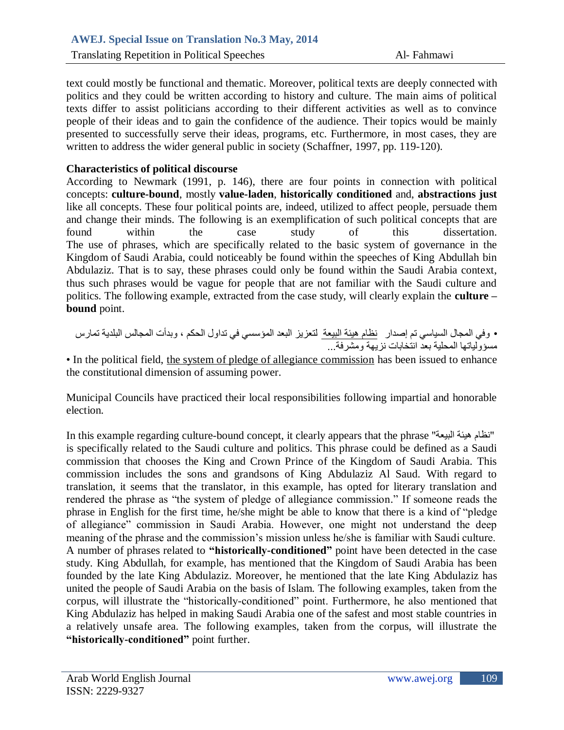text could mostly be functional and thematic. Moreover, political texts are deeply connected with politics and they could be written according to history and culture. The main aims of political texts differ to assist politicians according to their different activities as well as to convince people of their ideas and to gain the confidence of the audience. Their topics would be mainly presented to successfully serve their ideas, programs, etc. Furthermore, in most cases, they are written to address the wider general public in society (Schaffner, 1997, pp. 119-120).

**Characteristics of political discourse**

According to Newmark (1991, p. 146), there are four points in connection with political concepts: **culture-bound**, mostly **value-laden**, **historically conditioned** and, **abstractions just** like all concepts. These four political points are, indeed, utilized to affect people, persuade them and change their minds. The following is an exemplification of such political concepts that are found within the case study of this dissertation.

The use of phrases, which are specifically related to the basic system of governance in the Kingdom of Saudi Arabia, could noticeably be found within the speeches of King Abdullah bin Abdulaziz. That is to say, these phrases could only be found within the Saudi Arabia context, thus such phrases would be vague for people that are not familiar with the Saudi culture and politics. The following example, extracted from the case study, will clearly explain the **culture – bound** point.

• وفي المجال السياسي تم إصدار نظام هيئة البيعة لتعزيز البعد المؤسسي في تداول الحكم ، وبدأت المجالس البلدية تمارس مسؤولياتها المحلية بعد انتخابات نزيهة ومشرفة...

• In the political field, the system of pledge of allegiance commission has been issued to enhance the constitutional dimension of assuming power.

Municipal Councils have practiced their local responsibilities following impartial and honorable election.

In this example regarding culture-bound concept, it clearly appears that the phrase "نظام هيئة البيعة" is specifically related to the Saudi culture and politics. This phrase could be defined as a Saudi commission that chooses the King and Crown Prince of the Kingdom of Saudi Arabia. This commission includes the sons and grandsons of King Abdulaziz Al Saud. With regard to translation, it seems that the translator, in this example, has opted for literary translation and rendered the phrase as "the system of pledge of allegiance commission." If someone reads the phrase in English for the first time, he/she might be able to know that there is a kind of "pledge of allegiance" commission in Saudi Arabia. However, one might not understand the deep meaning of the phrase and the commission's mission unless he/she is familiar with Saudi culture.

A number of phrases related to **"historically-conditioned"** point have been detected in the case study. King Abdullah, for example, has mentioned that the Kingdom of Saudi Arabia has been founded by the late King Abdulaziz. Moreover, he mentioned that the late King Abdulaziz has united the people of Saudi Arabia on the basis of Islam. The following examples, taken from the corpus, will illustrate the "historically-conditioned" point. Furthermore, he also mentioned that King Abdulaziz has helped in making Saudi Arabia one of the safest and most stable countries in a relatively unsafe area. The following examples, taken from the corpus, will illustrate the **"historically-conditioned"** point further.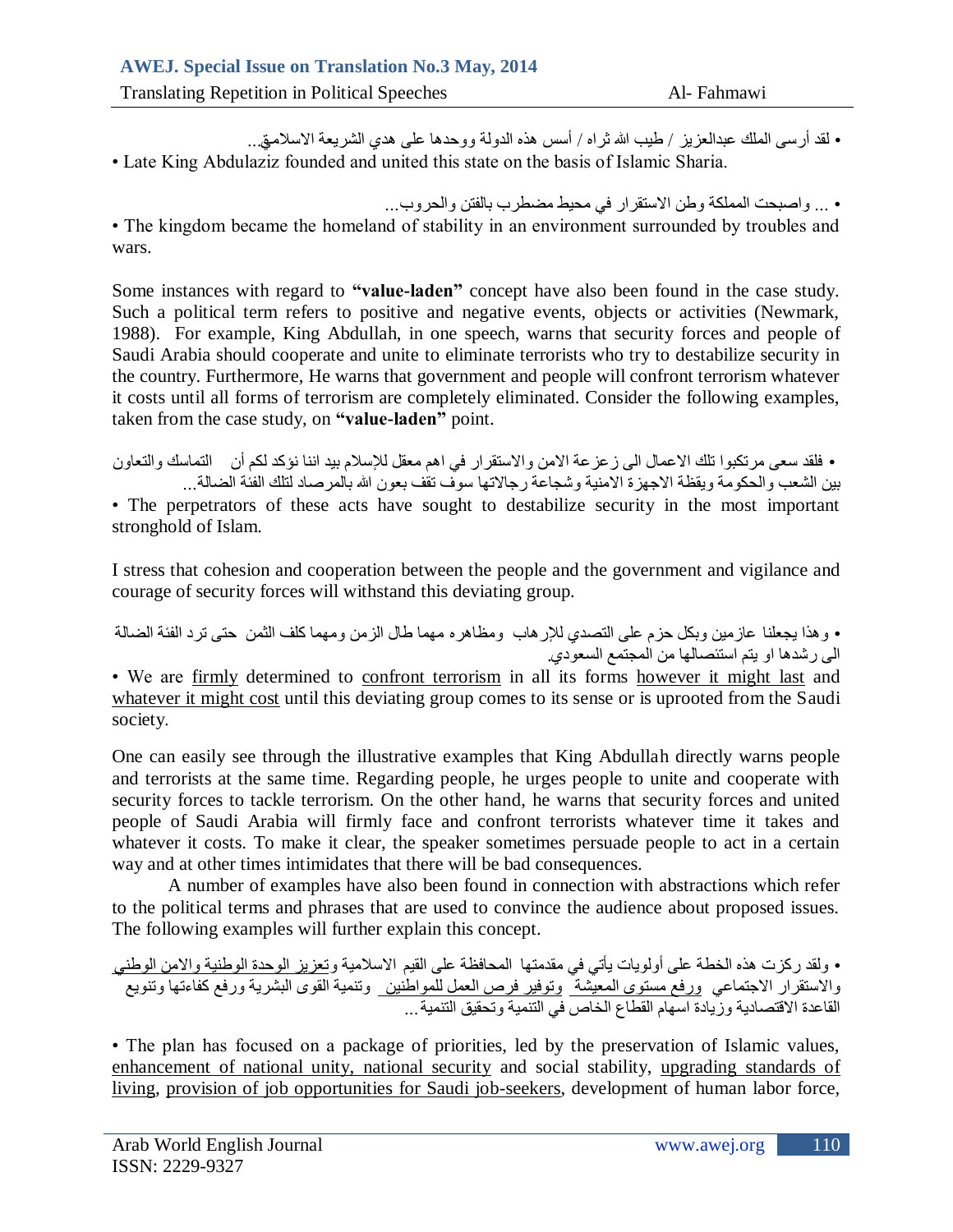• لقد أرسى الملك عبدالعزيز / طيب الله ثراه / أسس هذه الدولة ووحدها على هدي الشريعة الاسلامية...

• Late King Abdulaziz founded and united this state on the basis of Islamic Sharia.

• ... واصبحت المملكة وطن الاستقرار في محيط مضطرب بالفتن والحروب...

• The kingdom became the homeland of stability in an environment surrounded by troubles and wars.

Some instances with regard to **"value-laden"** concept have also been found in the case study. Such a political term refers to positive and negative events, objects or activities (Newmark, 1988). For example, King Abdullah, in one speech, warns that security forces and people of Saudi Arabia should cooperate and unite to eliminate terrorists who try to destabilize security in the country. Furthermore, He warns that government and people will confront terrorism whatever it costs until all forms of terrorism are completely eliminated. Consider the following examples, taken from the case study, on **"value-laden"** point.

• فلقد سعى مرتكبوا تلك الاعمال الى زعزعة الامن والاستقرار في اهم معقل للإسلام بيد اننا نؤكد لكم أن التماسك والتعاون بين الشعب والحكومة ويقظة الاجهزة الامنية وشجاعة رجالاتها سوف تقف بعون الله بالمرصاد لتلك الفئة الضالة...

• The perpetrators of these acts have sought to destabilize security in the most important stronghold of Islam.

I stress that cohesion and cooperation between the people and the government and vigilance and courage of security forces will withstand this deviating group.

• وهذا يجعلنا عازمين وبكل حزم على التصدي للارهاب ومظاهره مهما طال الزمن ومهما كلف الثمن حتى ترد الفئة الضالة الى رشدها او يتم استئصالها من المجتمع السعودي.

• We are firmly determined to confront terrorism in all its forms however it might last and whatever it might cost until this deviating group comes to its sense or is uprooted from the Saudi society.

One can easily see through the illustrative examples that King Abdullah directly warns people and terrorists at the same time. Regarding people, he urges people to unite and cooperate with security forces to tackle terrorism. On the other hand, he warns that security forces and united people of Saudi Arabia will firmly face and confront terrorists whatever time it takes and whatever it costs. To make it clear, the speaker sometimes persuade people to act in a certain way and at other times intimidates that there will be bad consequences.

A number of examples have also been found in connection with abstractions which refer to the political terms and phrases that are used to convince the audience about proposed issues. The following examples will further explain this concept.

• ولقد ركزت هذه الخطة على أولويات يأتي في مقدمتها المحافظة على القيم الاسلامية وتعزيز الوحدة الوطنية والامن الوطني والاستقرار الاجتماعي ورفع مستوى المعيشة وتوفير فرص العمل للمواطنين وتنمية القوى البشرية ورفع كفاءتها وتنويع القاعدة الاقتصادية وزيادة اسهام القطاع الخاص في التنمية وتحقيق التنمية...

• The plan has focused on a package of priorities, led by the preservation of Islamic values, enhancement of national unity, national security and social stability, upgrading standards of living, provision of job opportunities for Saudi job-seekers, development of human labor force,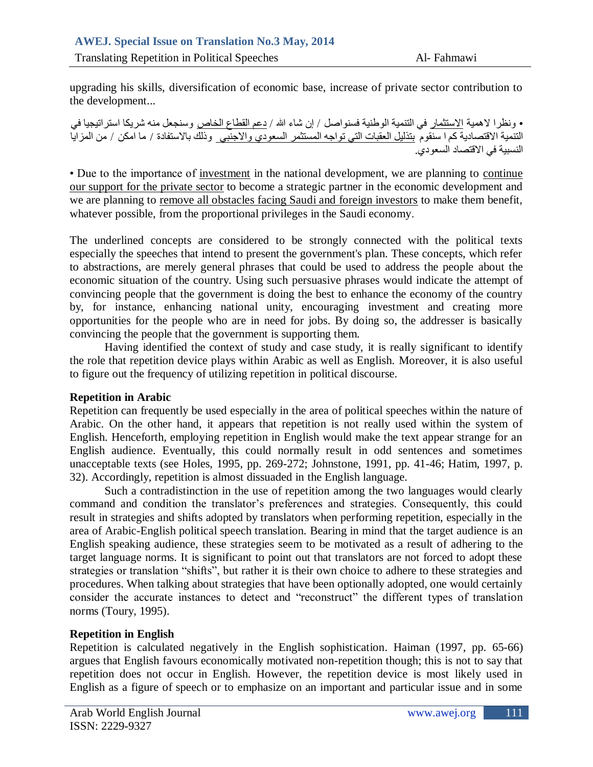upgrading his skills, diversification of economic base, increase of private sector contribution to the development...

• ونظرا لاهمية الاستثمار في التنمية الوطنية فسنواصل / إن شاء الله / دعم القطاع الخاص وسنجعل منه شريكا استراتيجيا في التنمية الاقتصادية كما سنقوم بتذليل العقبات التي تواجه المستثمر السعودي والاجنبي وذلك بالاستفادة / ما امكن / من المزايا النسبية في الاقتصاد السعودي.

• Due to the importance of investment in the national development, we are planning to continue our support for the private sector to become a strategic partner in the economic development and we are planning to remove all obstacles facing Saudi and foreign investors to make them benefit, whatever possible, from the proportional privileges in the Saudi economy.

The underlined concepts are considered to be strongly connected with the political texts especially the speeches that intend to present the government's plan. These concepts, which refer to abstractions, are merely general phrases that could be used to address the people about the economic situation of the country. Using such persuasive phrases would indicate the attempt of convincing people that the government is doing the best to enhance the economy of the country by, for instance, enhancing national unity, encouraging investment and creating more opportunities for the people who are in need for jobs. By doing so, the addresser is basically convincing the people that the government is supporting them.

Having identified the context of study and case study, it is really significant to identify the role that repetition device plays within Arabic as well as English. Moreover, it is also useful to figure out the frequency of utilizing repetition in political discourse.

## Repetition in Arabic

Repetition can frequently be used especially in the area of political speeches within the nature of Arabic. On the other hand, it appears that repetition is not really used within the system of English. Henceforth, employing repetition in English would make the text appear strange for an English audience. Eventually, this could normally result in odd sentences and sometimes unacceptable texts (see Holes, 1995, pp. 269-272; Johnstone, 1991, pp. 41-46; Hatim, 1997, p. 32). Accordingly, repetition is almost dissuaded in the English language.

Such a contradistinction in the use of repetition among the two languages would clearly command and condition the translator's preferences and strategies. Consequently, this could result in strategies and shifts adopted by translators when performing repetition, especially in the area of Arabic-English political speech translation. Bearing in mind that the target audience is an English speaking audience, these strategies seem to be motivated as a result of adhering to the target language norms. It is significant to point out that translators are not forced to adopt these strategies or translation "shifts", but rather it is their own choice to adhere to these strategies and procedures. When talking about strategies that have been optionally adopted, one would certainly consider the accurate instances to detect and "reconstruct" the different types of translation norms (Toury, 1995).

## Repetition in English

Repetition is calculated negatively in the English sophistication. Haiman (1997, pp. 65-66) argues that English favours economically motivated non-repetition though; this is not to say that repetition does not occur in English. However, the repetition device is most likely used in English as a figure of speech or to emphasize on an important and particular issue and in some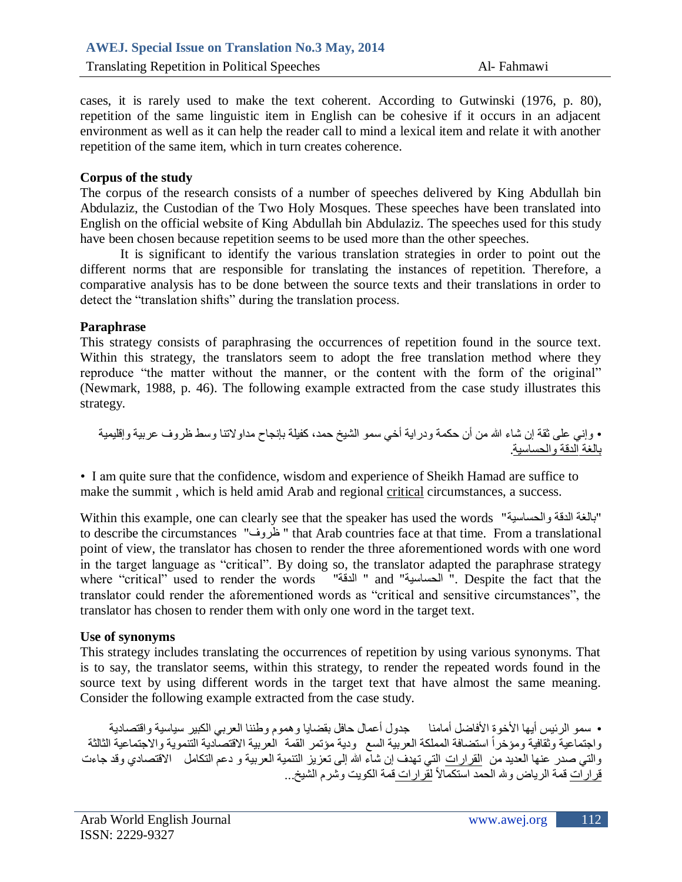cases, it is rarely used to make the text coherent. According to Gutwinski (1976, p. 80), repetition of the same linguistic item in English can be cohesive if it occurs in an adjacent environment as well as it can help the reader call to mind a lexical item and relate it with another repetition of the same item, which in turn creates coherence.

**Corpus of the study**

The corpus of the research consists of a number of speeches delivered by King Abdullah bin Abdulaziz, the Custodian of the Two Holy Mosques. These speeches have been translated into English on the official website of King Abdullah bin Abdulaziz. The speeches used for this study have been chosen because repetition seems to be used more than the other speeches.

It is significant to identify the various translation strategies in order to point out the different norms that are responsible for translating the instances of repetition. Therefore, a comparative analysis has to be done between the source texts and their translations in order to detect the "translation shifts" during the translation process.

**Paraphrase**

This strategy consists of paraphrasing the occurrences of repetition found in the source text. Within this strategy, the translators seem to adopt the free translation method where they reproduce "the matter without the manner, or the content with the form of the original" (Newmark, 1988, p. 46). The following example extracted from the case study illustrates this strategy.

• وإني على ثقة إن شاء الله من أن حكمة ودراية أخي سمو الشيخ حمد، كفيلة بإنجاح مداولاتنا وسط ظروف عربية وإقليمية بالغة الدقة والحساسية.

• I am quite sure that the confidence, wisdom and experience of Sheikh Hamad are suffice to make the summit , which is held amid Arab and regional critical circumstances, a success.

Within this example, one can clearly see that the speaker has used the words "بالغة الدقة والحساسية" to describe the circumstances "ظروف" that Arab countries face at that time. From a translational point of view, the translator has chosen to render the three aforementioned words with one word in the target language as "critical". By doing so, the translator adapted the paraphrase strategy where "critical" used to render the words "الدقة" and "الحساسية". Despite the fact that the translator could render the aforementioned words as "critical and sensitive circumstances", the translator has chosen to render them with only one word in the target text.

**Use of synonyms**

This strategy includes translating the occurrences of repetition by using various synonyms. That is to say, the translator seems, within this strategy, to render the repeated words found in the source text by using different words in the target text that have almost the same meaning. Consider the following example extracted from the case study.

• سمو الرئيس أيها الأخوة الأفاضل أمامنا جدول أعمال حافل بقضايا وهموم وطننا العربي الكبير سياسية واقتصادية واجتماعية وثقافية ومؤخراً استضافة المملكة العربية السعودية مؤتمر القمة العربية الاقتصادية التنموية والاجتماعية الثالثة والتي صدر عنها العديد من القرارات التي تهدف إن شاء الله إلى تعزيز التنمية العربية و دعم التكامل الاقتصادي وقد جاءت قرارات قمة الرياض ولله الحمد استكمالاً لقرارات قمة الكويت وشرم الشيخ...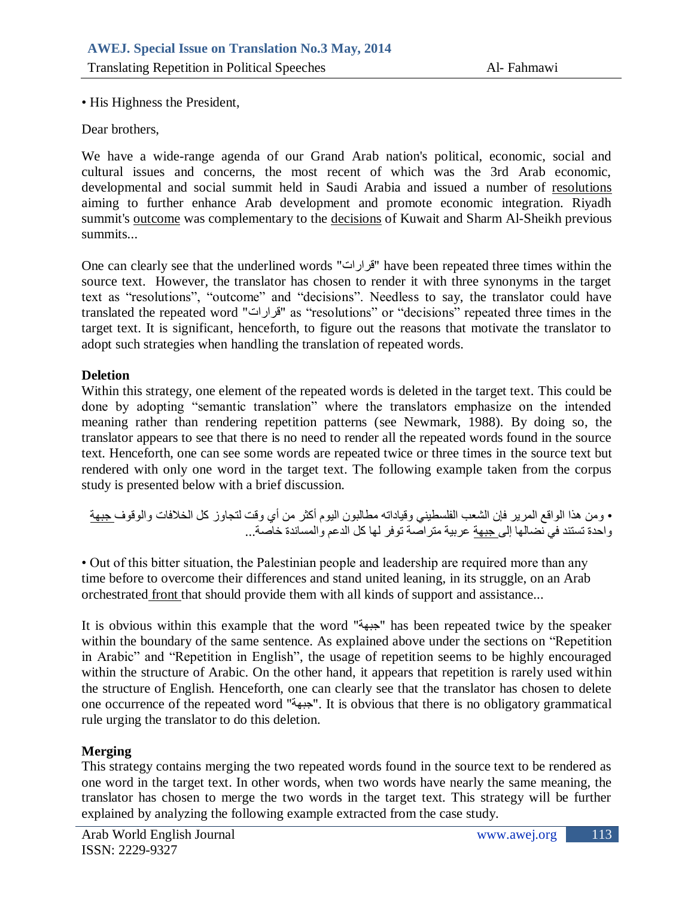• His Highness the President,

Dear brothers,

We have a wide-range agenda of our Grand Arab nation's political, economic, social and cultural issues and concerns, the most recent of which was the 3rd Arab economic, developmental and social summit held in Saudi Arabia and issued a number of resolutions aiming to further enhance Arab development and promote economic integration. Riyadh summit's outcome was complementary to the decisions of Kuwait and Sharm Al-Sheikh previous summits...

One can clearly see that the underlined words "قرارات" have been repeated three times within the source text. However, the translator has chosen to render it with three synonyms in the target text as "resolutions", "outcome" and "decisions". Needless to say, the translator could have translated the repeated word "قرارات" as "resolutions" or "decisions" repeated three times in the target text. It is significant, henceforth, to figure out the reasons that motivate the translator to adopt such strategies when handling the translation of repeated words.

**Deletion**

Within this strategy, one element of the repeated words is deleted in the target text. This could be done by adopting "semantic translation" where the translators emphasize on the intended meaning rather than rendering repetition patterns (see Newmark, 1988). By doing so, the translator appears to see that there is no need to render all the repeated words found in the source text. Henceforth, one can see some words are repeated twice or three times in the source text but rendered with only one word in the target text. The following example taken from the corpus study is presented below with a brief discussion.

• ومن هذا الواقع المرير فإن الشعب الفلسطيني وقياداته مطالبون اليوم أكثر من أي وقت لتجاوز كل الخلافات والوقوف جبهة واحدة تستند في نضالها إلى جبهة عربية متراصة توفر لها كل الدعم والمساندة خاصة...

• Out of this bitter situation, the Palestinian people and leadership are required more than any time before to overcome their differences and stand united leaning, in its struggle, on an Arab orchestrated front that should provide them with all kinds of support and assistance...

It is obvious within this example that the word "جبهة" has been repeated twice by the speaker within the boundary of the same sentence. As explained above under the sections on "Repetition in Arabic" and "Repetition in English", the usage of repetition seems to be highly encouraged within the structure of Arabic. On the other hand, it appears that repetition is rarely used within the structure of English. Henceforth, one can clearly see that the translator has chosen to delete one occurrence of the repeated word "جبهة". It is obvious that there is no obligatory grammatical rule urging the translator to do this deletion.

**Merging**

This strategy contains merging the two repeated words found in the source text to be rendered as one word in the target text. In other words, when two words have nearly the same meaning, the translator has chosen to merge the two words in the target text. This strategy will be further explained by analyzing the following example extracted from the case study.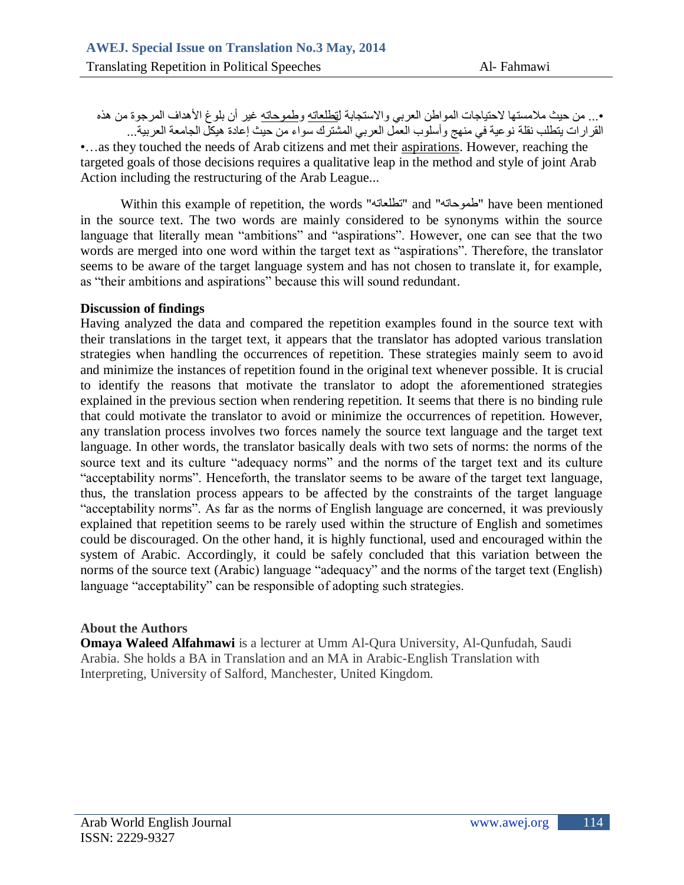• ... من حيث ملامستها لاحتياجات المواطن العربي والاستجابة لتطلعاته وطموحاته غير أن بلوغ الأهداف المرجوة من هذه القرارات يتطلب نقلة نوعية في منهج وأسلوب العمل العربي المشترك سواء من حيث إعادة هيكل الجامعة العربية...

•…as they touched the needs of Arab citizens and met their aspirations. However, reaching the targeted goals of those decisions requires a qualitative leap in the method and style of joint Arab Action including the restructuring of the Arab League...

Within this example of repetition, the words "تطلعاته" and "طموحاته" have been mentioned in the source text. The two words are mainly considered to be synonyms within the source language that literally mean "ambitions" and "aspirations". However, one can see that the two words are merged into one word within the target text as "aspirations". Therefore, the translator seems to be aware of the target language system and has not chosen to translate it, for example, as "their ambitions and aspirations" because this will sound redundant.

**Discussion of findings**

Having analyzed the data and compared the repetition examples found in the source text with their translations in the target text, it appears that the translator has adopted various translation strategies when handling the occurrences of repetition. These strategies mainly seem to avoid and minimize the instances of repetition found in the original text whenever possible. It is crucial to identify the reasons that motivate the translator to adopt the aforementioned strategies explained in the previous section when rendering repetition. It seems that there is no binding rule that could motivate the translator to avoid or minimize the occurrences of repetition. However, any translation process involves two forces namely the source text language and the target text language. In other words, the translator basically deals with two sets of norms: the norms of the source text and its culture "adequacy norms" and the norms of the target text and its culture "acceptability norms". Henceforth, the translator seems to be aware of the target text language, thus, the translation process appears to be affected by the constraints of the target language "acceptability norms". As far as the norms of English language are concerned, it was previously explained that repetition seems to be rarely used within the structure of English and sometimes could be discouraged. On the other hand, it is highly functional, used and encouraged within the system of Arabic. Accordingly, it could be safely concluded that this variation between the norms of the source text (Arabic) language "adequacy" and the norms of the target text (English) language "acceptability" can be responsible of adopting such strategies.

**About the Authors**

**Omaya Waleed Alfahmawi** is a lecturer at Umm Al-Qura University, Al-Qunfudah, Saudi Arabia. She holds a BA in Translation and an MA in Arabic-English Translation with Interpreting, University of Salford, Manchester, United Kingdom.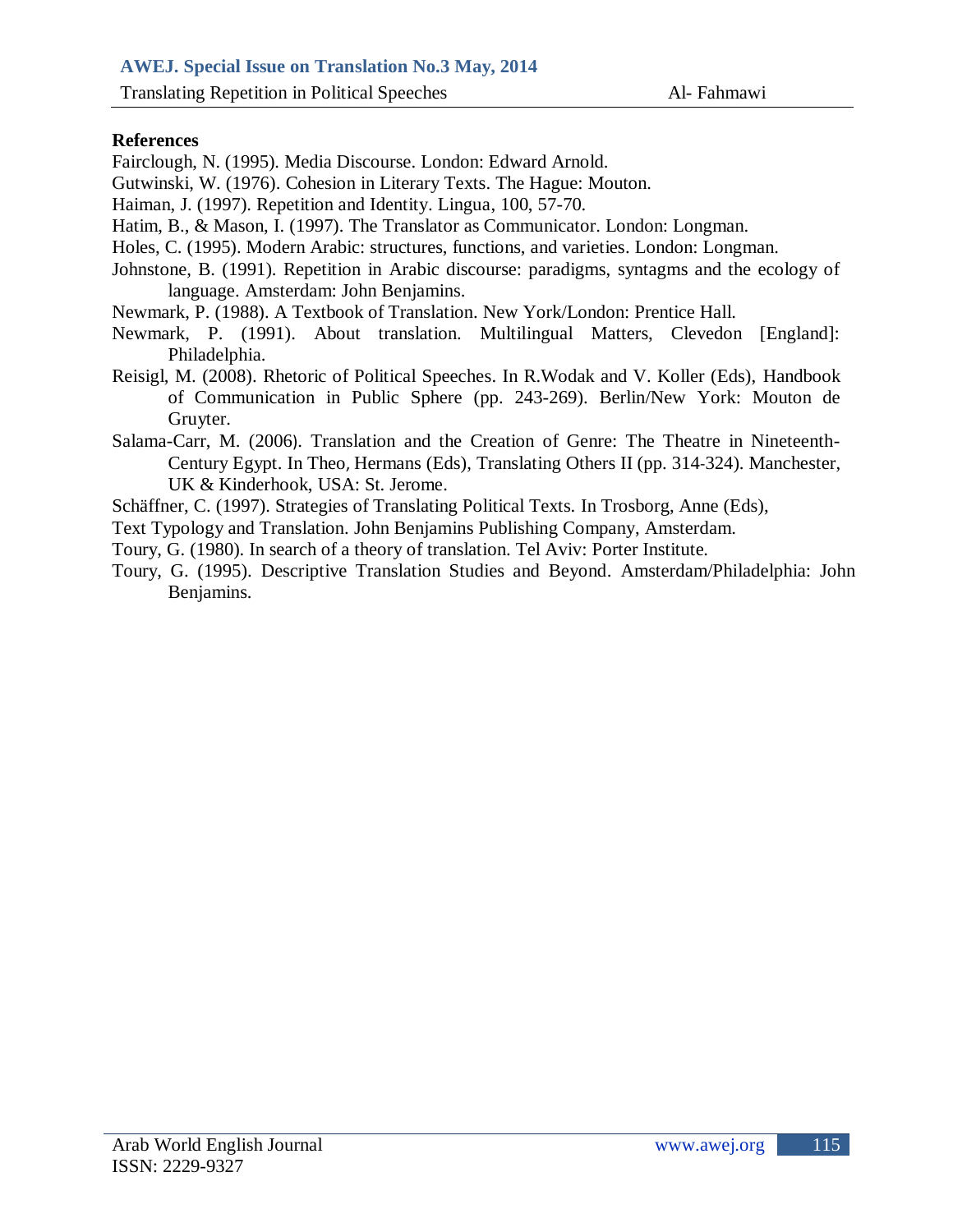**References**

Fairclough, N. (1995). Media Discourse. London: Edward Arnold.

Gutwinski, W. (1976). Cohesion in Literary Texts. The Hague: Mouton.

Haiman, J. (1997). Repetition and Identity. Lingua, 100, 57-70.

Hatim, B., & Mason, I. (1997). The Translator as Communicator. London: Longman.

Holes, C. (1995). Modern Arabic: structures, functions, and varieties. London: Longman.

Johnstone, B. (1991). Repetition in Arabic discourse: paradigms, syntagms and the ecology of language. Amsterdam: John Benjamins.

Newmark, P. (1988). A Textbook of Translation. New York/London: Prentice Hall.

Newmark, P. (1991). About translation. Multilingual Matters, Clevedon [England]: Philadelphia.

Reisigl, M. (2008). Rhetoric of Political Speeches. In R.Wodak and V. Koller (Eds), Handbook of Communication in Public Sphere (pp. 243-269). Berlin/New York: Mouton de Gruyter.

Salama-Carr, M. (2006). Translation and the Creation of Genre: The Theatre in Nineteenth-Century Egypt. In Theo, Hermans (Eds), Translating Others II (pp. 314-324). Manchester, UK & Kinderhook, USA: St. Jerome.

Schäffner, C. (1997). Strategies of Translating Political Texts. In Trosborg, Anne (Eds),

Text Typology and Translation. John Benjamins Publishing Company, Amsterdam.

Toury, G. (1980). In search of a theory of translation. Tel Aviv: Porter Institute.

Toury, G. (1995). Descriptive Translation Studies and Beyond. Amsterdam/Philadelphia: John Benjamins.